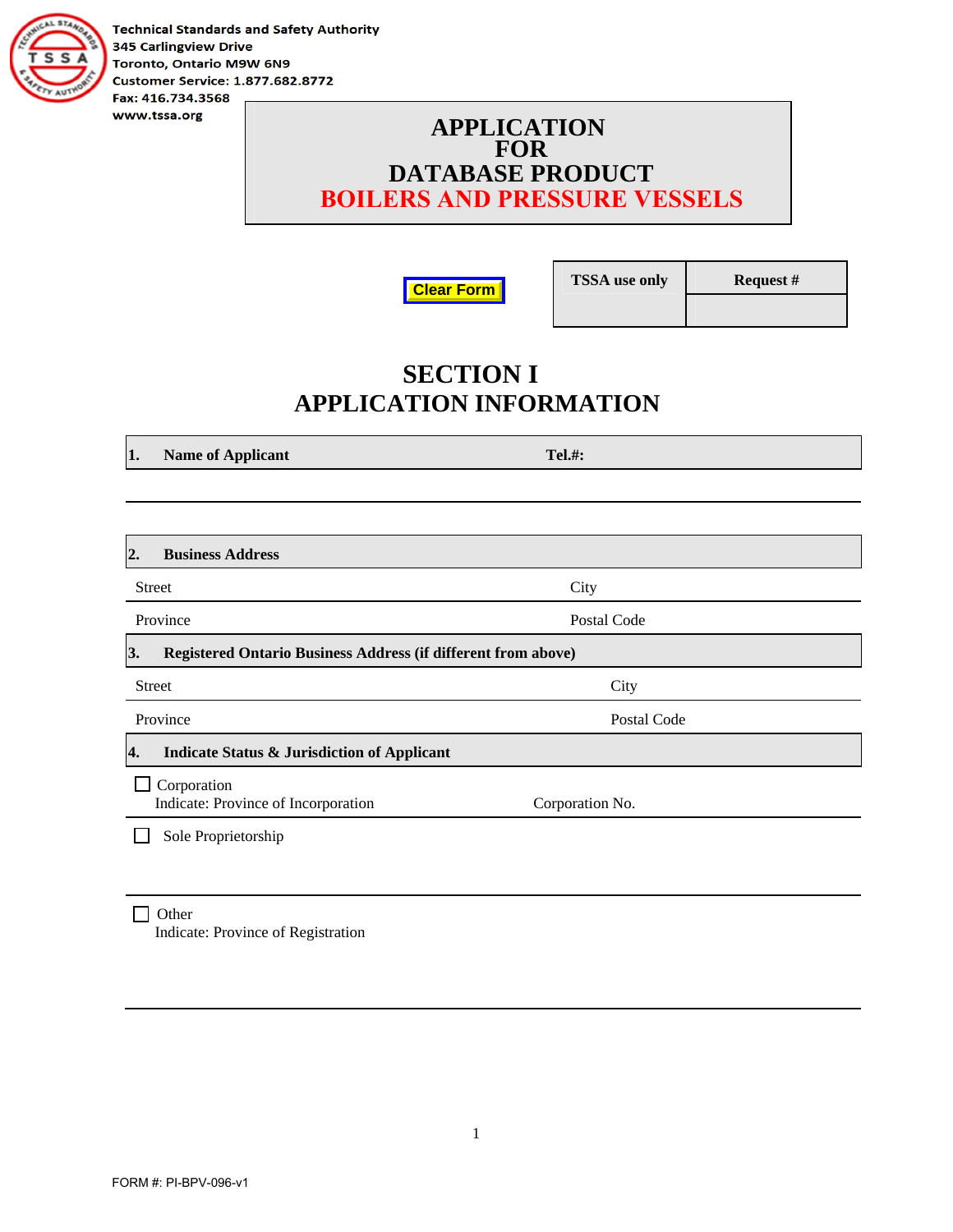Technical Standards and Safety Authority
345 Carlingview Drive
Toronto, Ontario M9W 6N9
Customer Service: 1.877.682.8772
Fax: 416.734.3568
www.tssa.org

# APPLICATION FOR DATABASE PRODUCT BOILERS AND PRESSURE VESSELS

Clear Form

| TSSA use only | Request # |
|---|---|
| | |

## SECTION I
## APPLICATION INFORMATION

**1. Name of Applicant** **Tel.#:**

**2. Business Address**

Street | City

Province | Postal Code

**3. Registered Ontario Business Address (if different from above)**

Street | City

Province | Postal Code

**4. Indicate Status & Jurisdiction of Applicant**

☐ Corporation
Indicate: Province of Incorporation | Corporation No.

☐ Sole Proprietorship

☐ Other
Indicate: Province of Registration

FORM #: PI-BPV-096-v1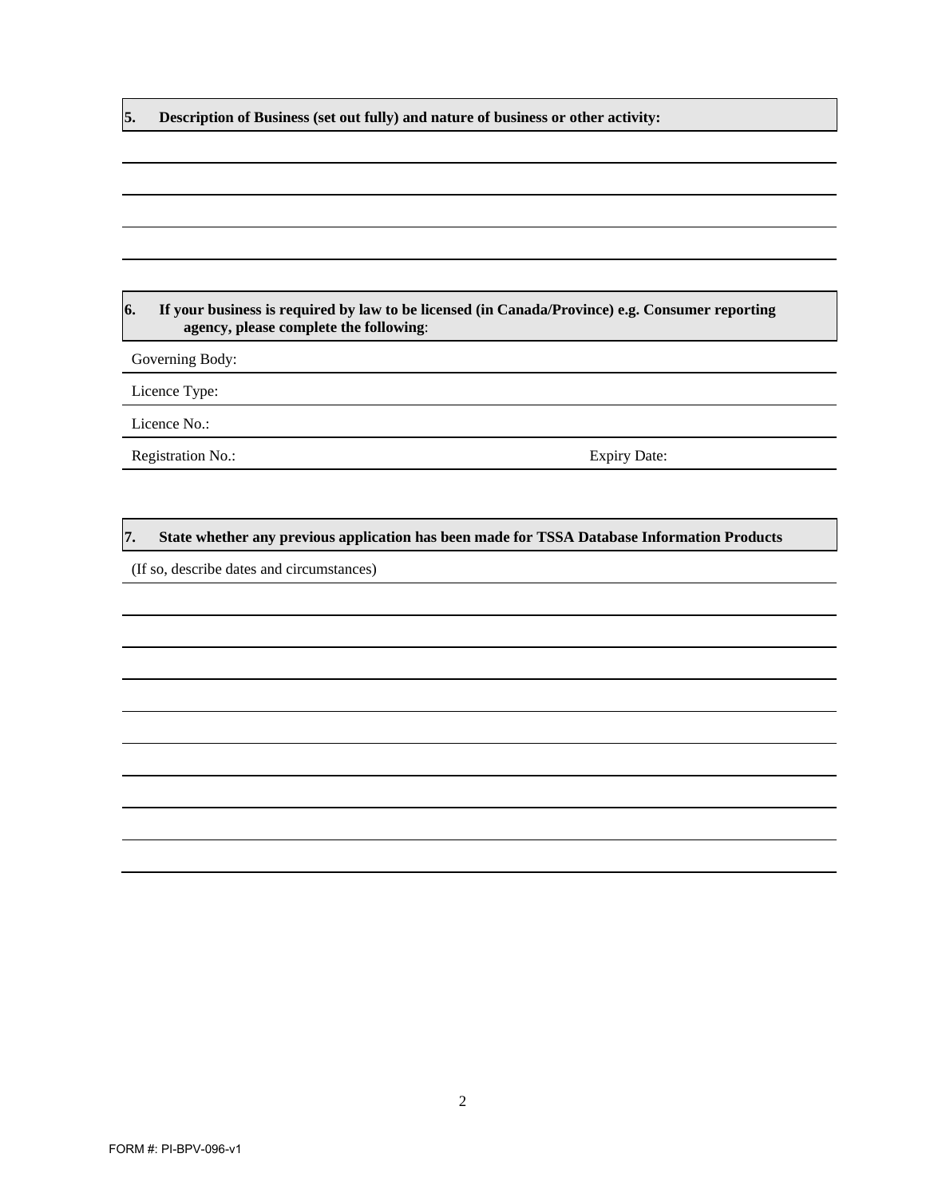**5. Description of Business (set out fully) and nature of business or other activity:**

**6. If your business is required by law to be licensed (in Canada/Province) e.g. Consumer reporting agency, please complete the following**:

Governing Body:

Licence Type:

Licence No.:

Registration No.: Expiry Date:

**7. State whether any previous application has been made for TSSA Database Information Products**

(If so, describe dates and circumstances)

FORM #: PI-BPV-096-v1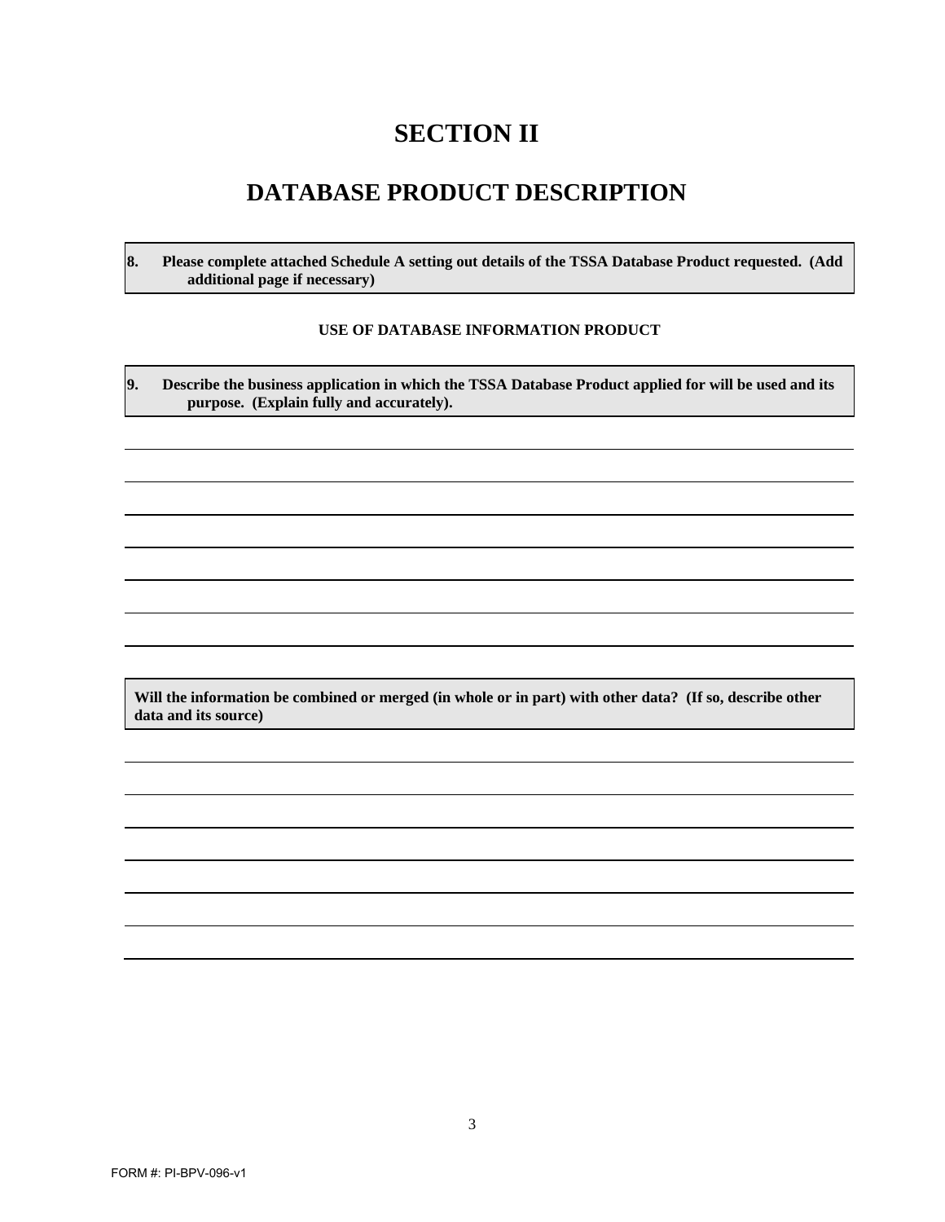# SECTION II

## DATABASE PRODUCT DESCRIPTION

**8. Please complete attached Schedule A setting out details of the TSSA Database Product requested. (Add additional page if necessary)**

**USE OF DATABASE INFORMATION PRODUCT**

**9. Describe the business application in which the TSSA Database Product applied for will be used and its purpose. (Explain fully and accurately).**

**Will the information be combined or merged (in whole or in part) with other data? (If so, describe other data and its source)**

FORM #: PI-BPV-096-v1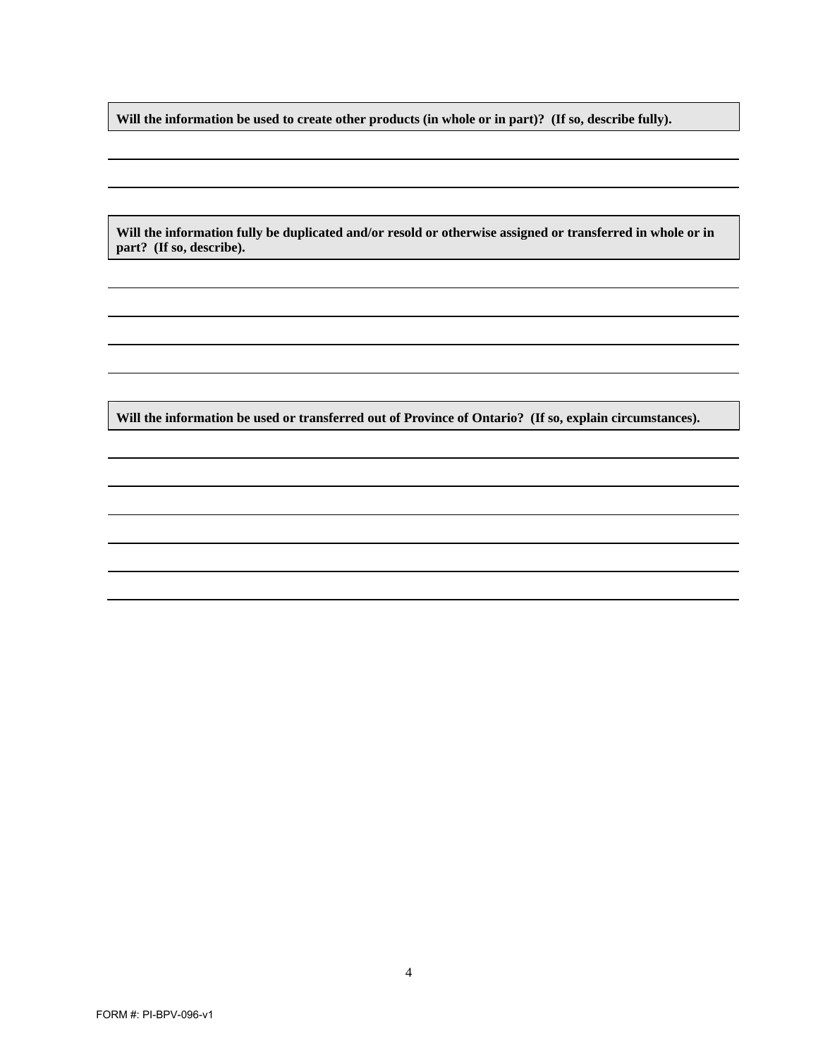**Will the information be used to create other products (in whole or in part)? (If so, describe fully).**

**Will the information fully be duplicated and/or resold or otherwise assigned or transferred in whole or in part? (If so, describe).**

**Will the information be used or transferred out of Province of Ontario? (If so, explain circumstances).**

FORM #: PI-BPV-096-v1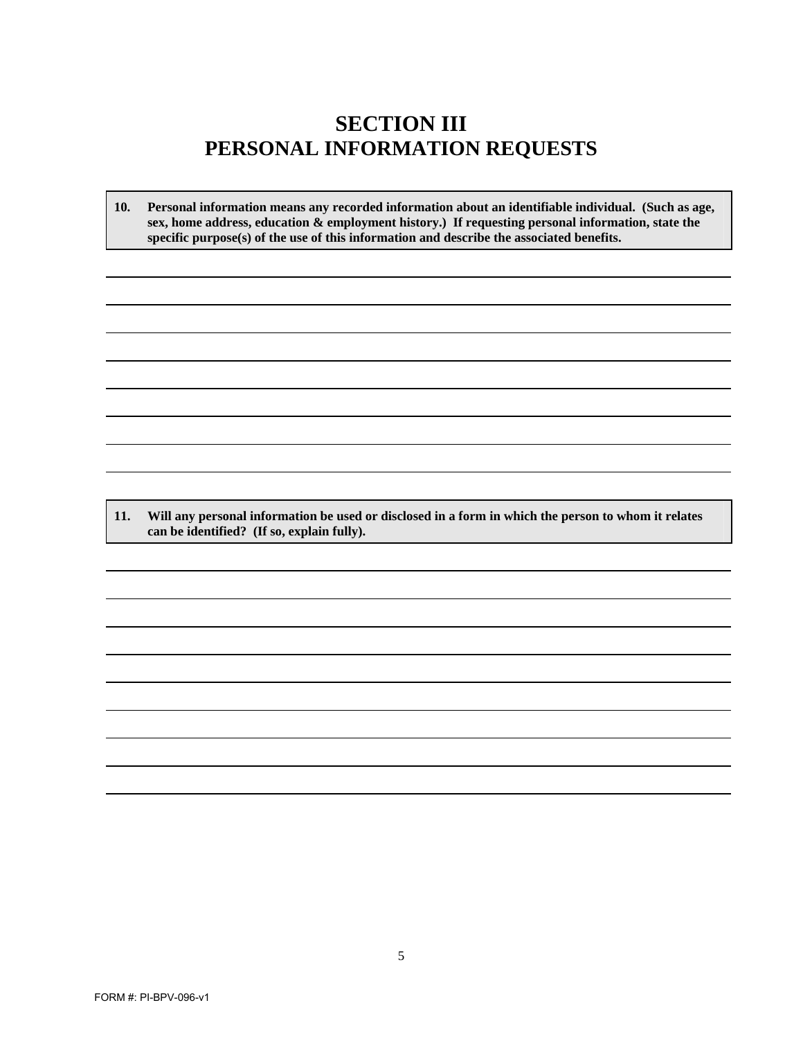# SECTION III
# PERSONAL INFORMATION REQUESTS

**10. Personal information means any recorded information about an identifiable individual. (Such as age, sex, home address, education & employment history.) If requesting personal information, state the specific purpose(s) of the use of this information and describe the associated benefits.**

**11. Will any personal information be used or disclosed in a form in which the person to whom it relates can be identified? (If so, explain fully).**

FORM #: PI-BPV-096-v1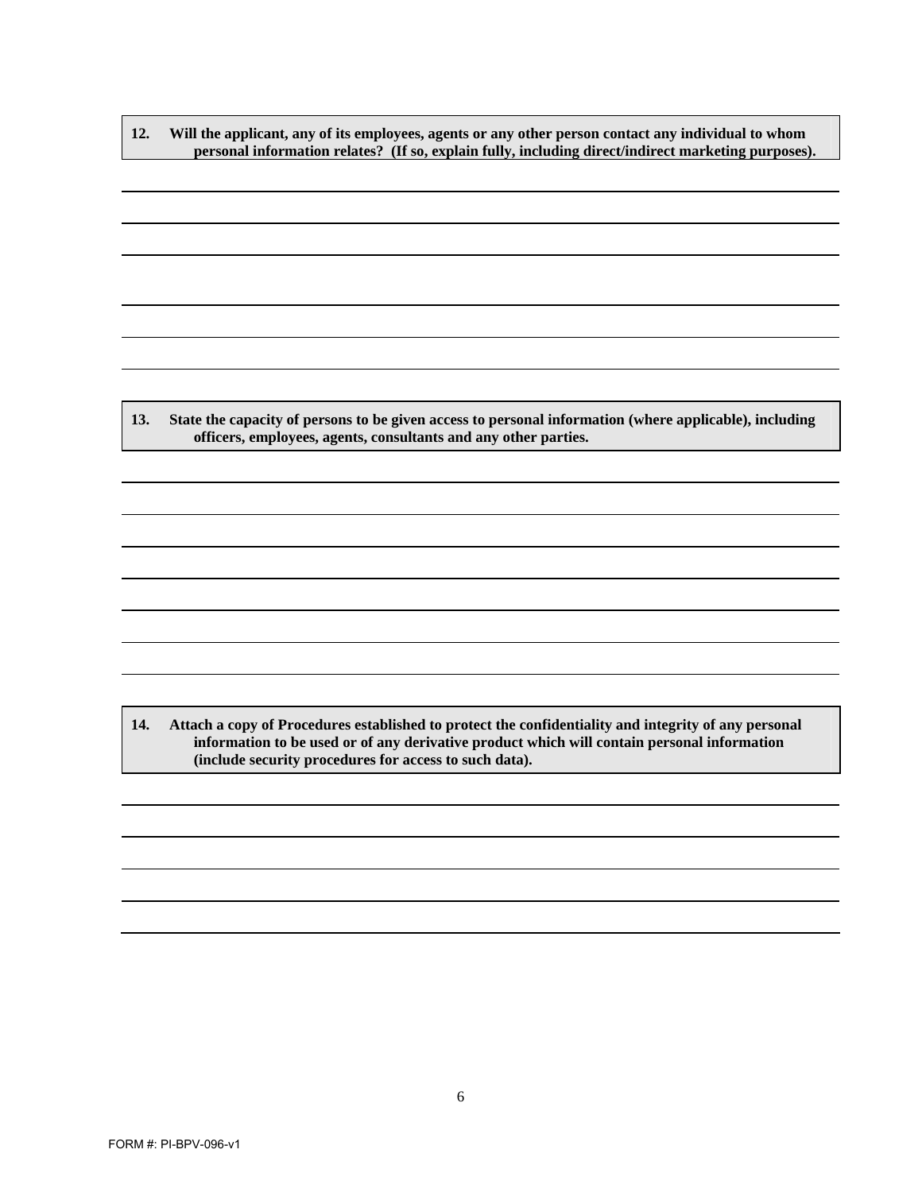**12. Will the applicant, any of its employees, agents or any other person contact any individual to whom personal information relates? (If so, explain fully, including direct/indirect marketing purposes).**

---

---

---

---

---

---

**13. State the capacity of persons to be given access to personal information (where applicable), including officers, employees, agents, consultants and any other parties.**

---

---

---

---

---

---

---

**14. Attach a copy of Procedures established to protect the confidentiality and integrity of any personal information to be used or of any derivative product which will contain personal information (include security procedures for access to such data).**

---

---

---

---

---

FORM #: PI-BPV-096-v1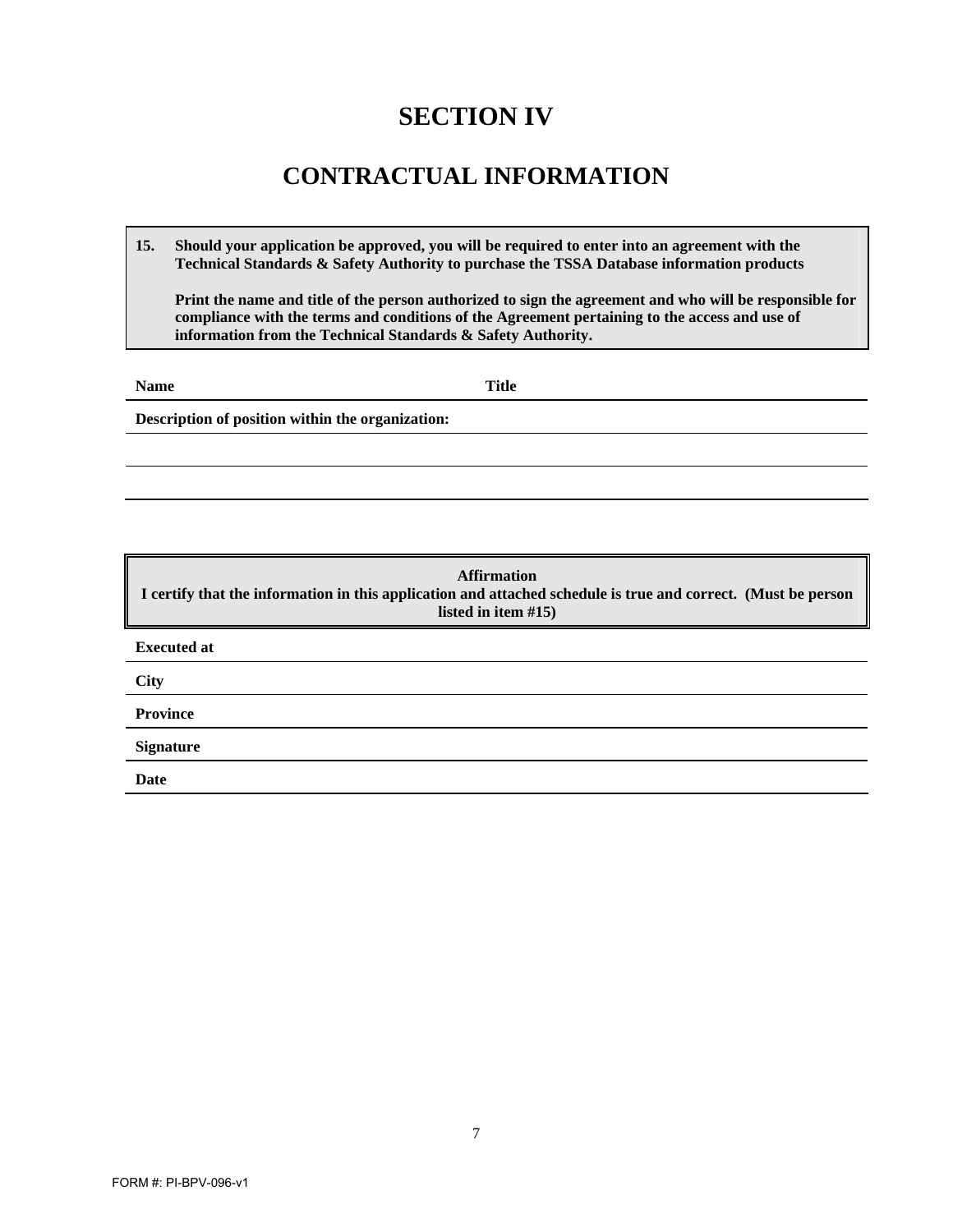# SECTION IV

# CONTRACTUAL INFORMATION

**15. Should your application be approved, you will be required to enter into an agreement with the Technical Standards & Safety Authority to purchase the TSSA Database information products**

**Print the name and title of the person authorized to sign the agreement and who will be responsible for compliance with the terms and conditions of the Agreement pertaining to the access and use of information from the Technical Standards & Safety Authority.**

**Name** **Title**

**Description of position within the organization:**

**Affirmation**
**I certify that the information in this application and attached schedule is true and correct. (Must be person listed in item #15)**

**Executed at**

**City**

**Province**

**Signature**

**Date**

FORM #: PI-BPV-096-v1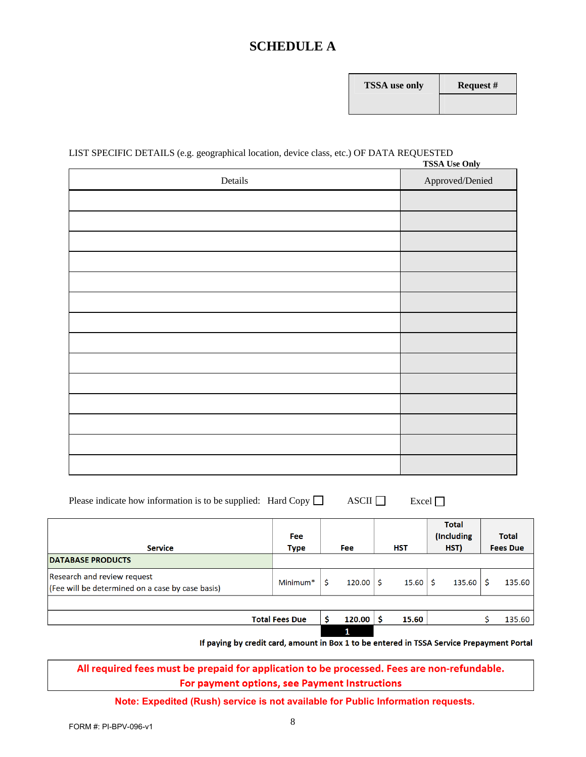# SCHEDULE A

| TSSA use only | Request # |
|---|---|
| | |

LIST SPECIFIC DETAILS (e.g. geographical location, device class, etc.) OF DATA REQUESTED

**TSSA Use Only**

| Details | Approved/Denied |
|---|---|
| | |
| | |
| | |
| | |
| | |
| | |
| | |
| | |
| | |
| | |
| | |
| | |
| | |
| | |

Please indicate how information is to be supplied: Hard Copy ☐ ASCII ☐ Excel ☐

| Service | Fee Type | Fee | HST | Total (Including HST) | Total Fees Due |
|---|---|---|---|---|---|
| **DATABASE PRODUCTS** | | | | | |
| Research and review request<br>(Fee will be determined on a case by case basis) | Minimum* | $ 120.00 | $ 15.60 | $ 135.60 | $ 135.60 |
| | | | | | |
| **Total Fees Due** | | **$ 120.00** | **$ 15.60** | | $ 135.60 |
| | | **1** | | | |

**If paying by credit card, amount in Box 1 to be entered in TSSA Service Prepayment Portal**

**All required fees must be prepaid for application to be processed. Fees are non-refundable.**
**For payment options, see Payment Instructions**

**Note: Expedited (Rush) service is not available for Public Information requests.**

FORM #: PI-BPV-096-v1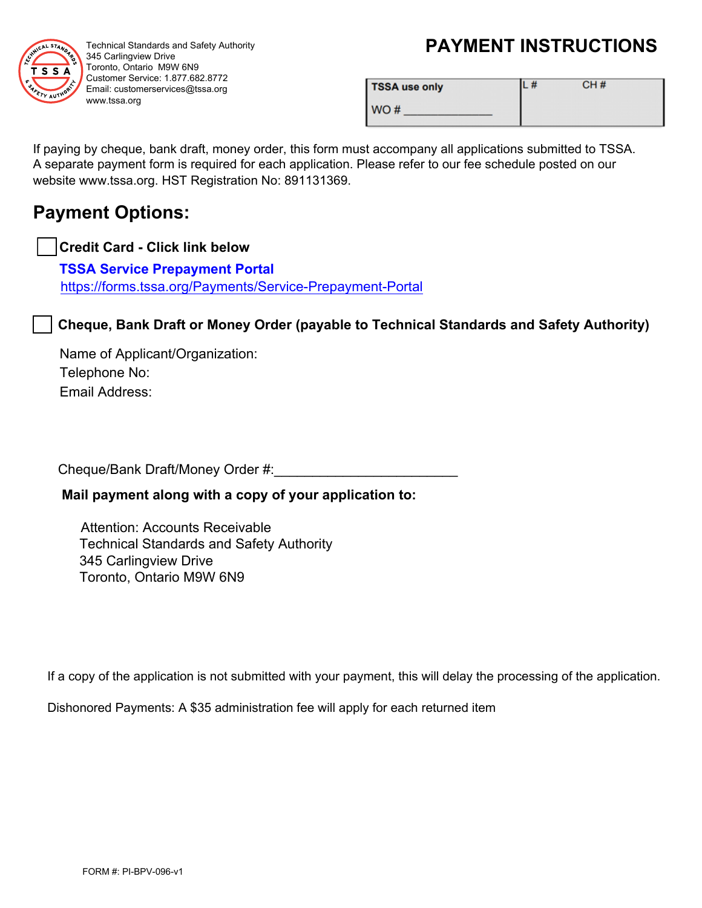Technical Standards and Safety Authority
345 Carlingview Drive
Toronto, Ontario M9W 6N9
Customer Service: 1.877.682.8772
Email: customerservices@tssa.org
www.tssa.org

# PAYMENT INSTRUCTIONS

| TSSA use only | L # | CH # |
|---|---|---|
| WO # ______________ | | |

If paying by cheque, bank draft, money order, this form must accompany all applications submitted to TSSA. A separate payment form is required for each application. Please refer to our fee schedule posted on our website www.tssa.org. HST Registration No: 891131369.

## Payment Options:

☐ **Credit Card - Click link below**

**TSSA Service Prepayment Portal**
https://forms.tssa.org/Payments/Service-Prepayment-Portal

☐ **Cheque, Bank Draft or Money Order (payable to Technical Standards and Safety Authority)**

Name of Applicant/Organization:
Telephone No:
Email Address:

Cheque/Bank Draft/Money Order #:________________________

**Mail payment along with a copy of your application to:**

Attention: Accounts Receivable
Technical Standards and Safety Authority
345 Carlingview Drive
Toronto, Ontario M9W 6N9

If a copy of the application is not submitted with your payment, this will delay the processing of the application.

Dishonored Payments: A $35 administration fee will apply for each returned item

FORM #: PI-BPV-096-v1